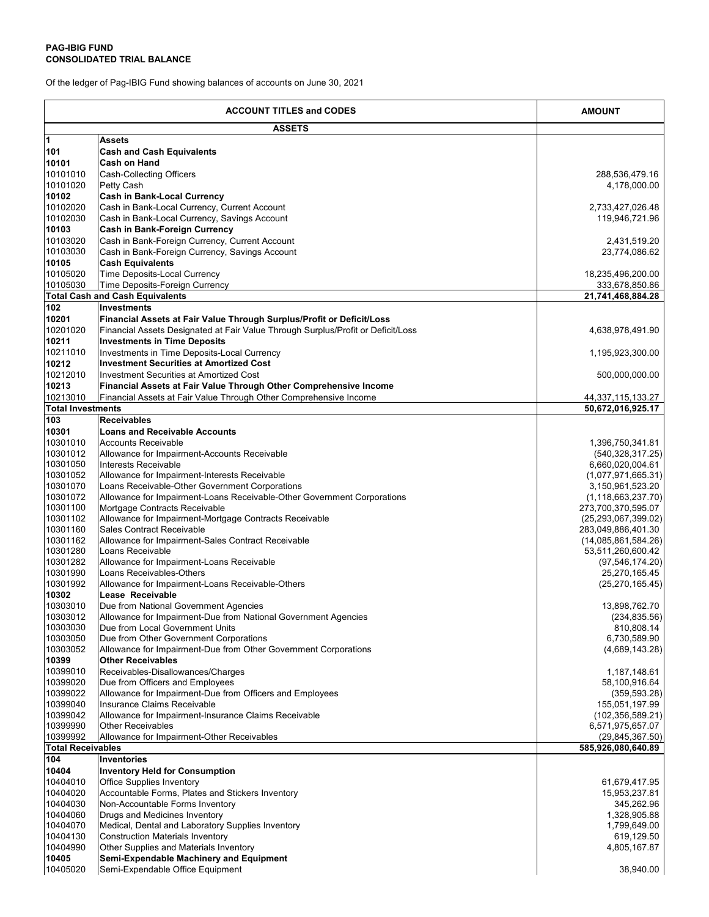**PAG-IBIG FUND**
**CONSOLIDATED TRIAL BALANCE**

Of the ledger of Pag-IBIG Fund showing balances of accounts on June 30, 2021

| ACCOUNT TITLES and CODES | | AMOUNT |
|---|---|---|
| **ASSETS** | | |
| **1** | **Assets** | |
| **101** | **Cash and Cash Equivalents** | |
| **10101** | **Cash on Hand** | |
| 10101010 | Cash-Collecting Officers | 288,536,479.16 |
| 10101020 | Petty Cash | 4,178,000.00 |
| **10102** | **Cash in Bank-Local Currency** | |
| 10102020 | Cash in Bank-Local Currency, Current Account | 2,733,427,026.48 |
| 10102030 | Cash in Bank-Local Currency, Savings Account | 119,946,721.96 |
| **10103** | **Cash in Bank-Foreign Currency** | |
| 10103020 | Cash in Bank-Foreign Currency, Current Account | 2,431,519.20 |
| 10103030 | Cash in Bank-Foreign Currency, Savings Account | 23,774,086.62 |
| **10105** | **Cash Equivalents** | |
| 10105020 | Time Deposits-Local Currency | 18,235,496,200.00 |
| 10105030 | Time Deposits-Foreign Currency | 333,678,850.86 |
| **Total Cash and Cash Equivalents** | | **21,741,468,884.28** |
| **102** | **Investments** | |
| **10201** | **Financial Assets at Fair Value Through Surplus/Profit or Deficit/Loss** | |
| 10201020 | Financial Assets Designated at Fair Value Through Surplus/Profit or Deficit/Loss | 4,638,978,491.90 |
| **10211** | **Investments in Time Deposits** | |
| 10211010 | Investments in Time Deposits-Local Currency | 1,195,923,300.00 |
| **10212** | **Investment Securities at Amortized Cost** | |
| 10212010 | Investment Securities at Amortized Cost | 500,000,000.00 |
| **10213** | **Financial Assets at Fair Value Through Other Comprehensive Income** | |
| 10213010 | Financial Assets at Fair Value Through Other Comprehensive Income | 44,337,115,133.27 |
| **Total Investments** | | **50,672,016,925.17** |
| **103** | **Receivables** | |
| **10301** | **Loans and Receivable Accounts** | |
| 10301010 | Accounts Receivable | 1,396,750,341.81 |
| 10301012 | Allowance for Impairment-Accounts Receivable | (540,328,317.25) |
| 10301050 | Interests Receivable | 6,660,020,004.61 |
| 10301052 | Allowance for Impairment-Interests Receivable | (1,077,971,665.31) |
| 10301070 | Loans Receivable-Other Government Corporations | 3,150,961,523.20 |
| 10301072 | Allowance for Impairment-Loans Receivable-Other Government Corporations | (1,118,663,237.70) |
| 10301100 | Mortgage Contracts Receivable | 273,700,370,595.07 |
| 10301102 | Allowance for Impairment-Mortgage Contracts Receivable | (25,293,067,399.02) |
| 10301160 | Sales Contract Receivable | 283,049,886,401.30 |
| 10301162 | Allowance for Impairment-Sales Contract Receivable | (14,085,861,584.26) |
| 10301280 | Loans Receivable | 53,511,260,600.42 |
| 10301282 | Allowance for Impairment-Loans Receivable | (97,546,174.20) |
| 10301990 | Loans Receivables-Others | 25,270,165.45 |
| 10301992 | Allowance for Impairment-Loans Receivable-Others | (25,270,165.45) |
| **10302** | **Lease Receivable** | |
| 10303010 | Due from National Government Agencies | 13,898,762.70 |
| 10303012 | Allowance for Impairment-Due from National Government Agencies | (234,835.56) |
| 10303030 | Due from Local Government Units | 810,808.14 |
| 10303050 | Due from Other Government Corporations | 6,730,589.90 |
| 10303052 | Allowance for Impairment-Due from Other Government Corporations | (4,689,143.28) |
| **10399** | **Other Receivables** | |
| 10399010 | Receivables-Disallowances/Charges | 1,187,148.61 |
| 10399020 | Due from Officers and Employees | 58,100,916.64 |
| 10399022 | Allowance for Impairment-Due from Officers and Employees | (359,593.28) |
| 10399040 | Insurance Claims Receivable | 155,051,197.99 |
| 10399042 | Allowance for Impairment-Insurance Claims Receivable | (102,356,589.21) |
| 10399990 | Other Receivables | 6,571,975,657.07 |
| 10399992 | Allowance for Impairment-Other Receivables | (29,845,367.50) |
| **Total Receivables** | | **585,926,080,640.89** |
| **104** | **Inventories** | |
| **10404** | **Inventory Held for Consumption** | |
| 10404010 | Office Supplies Inventory | 61,679,417.95 |
| 10404020 | Accountable Forms, Plates and Stickers Inventory | 15,953,237.81 |
| 10404030 | Non-Accountable Forms Inventory | 345,262.96 |
| 10404060 | Drugs and Medicines Inventory | 1,328,905.88 |
| 10404070 | Medical, Dental and Laboratory Supplies Inventory | 1,799,649.00 |
| 10404130 | Construction Materials Inventory | 619,129.50 |
| 10404990 | Other Supplies and Materials Inventory | 4,805,167.87 |
| **10405** | **Semi-Expendable Machinery and Equipment** | |
| 10405020 | Semi-Expendable Office Equipment | 38,940.00 |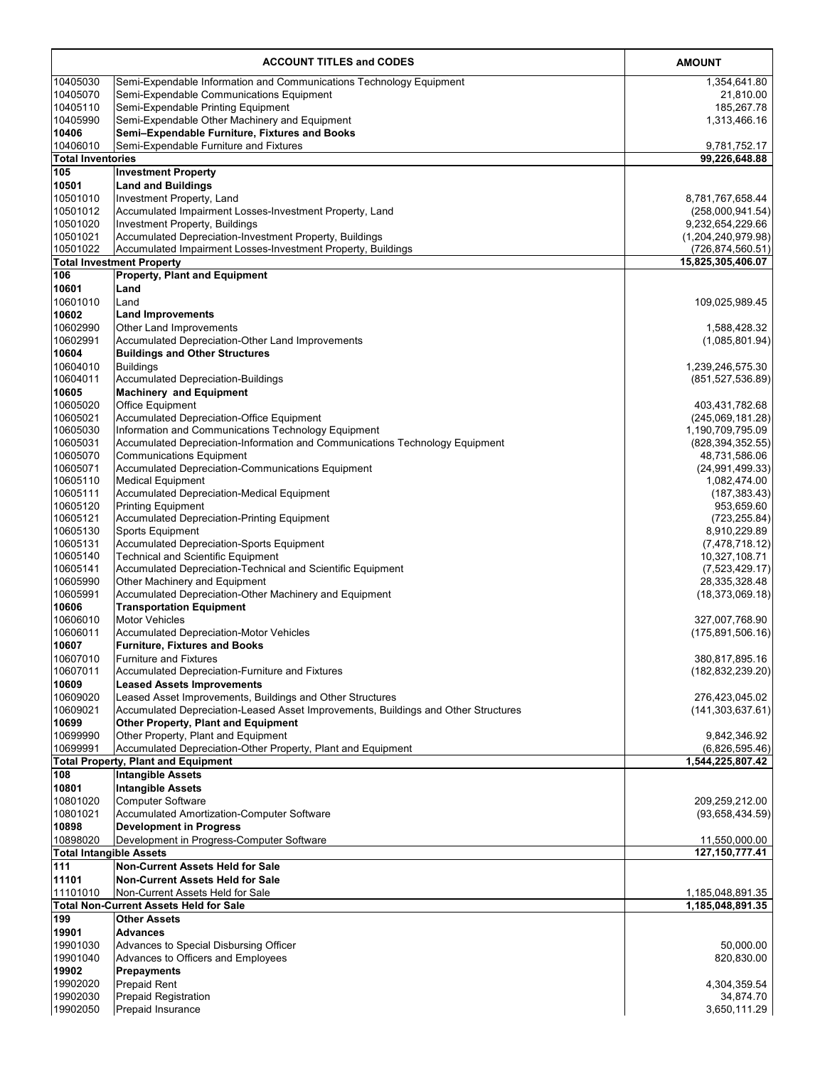| ACCOUNT TITLES and CODES | | AMOUNT |
|---|---|---|
| 10405030 | Semi-Expendable Information and Communications Technology Equipment | 1,354,641.80 |
| 10405070 | Semi-Expendable Communications Equipment | 21,810.00 |
| 10405110 | Semi-Expendable Printing Equipment | 185,267.78 |
| 10405990 | Semi-Expendable Other Machinery and Equipment | 1,313,466.16 |
| **10406** | **Semi–Expendable Furniture, Fixtures and Books** | |
| 10406010 | Semi-Expendable Furniture and Fixtures | 9,781,752.17 |
| **Total Inventories** | | **99,226,648.88** |
| **105** | **Investment Property** | |
| **10501** | **Land and Buildings** | |
| 10501010 | Investment Property, Land | 8,781,767,658.44 |
| 10501012 | Accumulated Impairment Losses-Investment Property, Land | (258,000,941.54) |
| 10501020 | Investment Property, Buildings | 9,232,654,229.66 |
| 10501021 | Accumulated Depreciation-Investment Property, Buildings | (1,204,240,979.98) |
| 10501022 | Accumulated Impairment Losses-Investment Property, Buildings | (726,874,560.51) |
| **Total Investment Property** | | **15,825,305,406.07** |
| **106** | **Property, Plant and Equipment** | |
| **10601** | **Land** | |
| 10601010 | Land | 109,025,989.45 |
| **10602** | **Land Improvements** | |
| 10602990 | Other Land Improvements | 1,588,428.32 |
| 10602991 | Accumulated Depreciation-Other Land Improvements | (1,085,801.94) |
| **10604** | **Buildings and Other Structures** | |
| 10604010 | Buildings | 1,239,246,575.30 |
| 10604011 | Accumulated Depreciation-Buildings | (851,527,536.89) |
| **10605** | **Machinery and Equipment** | |
| 10605020 | Office Equipment | 403,431,782.68 |
| 10605021 | Accumulated Depreciation-Office Equipment | (245,069,181.28) |
| 10605030 | Information and Communications Technology Equipment | 1,190,709,795.09 |
| 10605031 | Accumulated Depreciation-Information and Communications Technology Equipment | (828,394,352.55) |
| 10605070 | Communications Equipment | 48,731,586.06 |
| 10605071 | Accumulated Depreciation-Communications Equipment | (24,991,499.33) |
| 10605110 | Medical Equipment | 1,082,474.00 |
| 10605111 | Accumulated Depreciation-Medical Equipment | (187,383.43) |
| 10605120 | Printing Equipment | 953,659.60 |
| 10605121 | Accumulated Depreciation-Printing Equipment | (723,255.84) |
| 10605130 | Sports Equipment | 8,910,229.89 |
| 10605131 | Accumulated Depreciation-Sports Equipment | (7,478,718.12) |
| 10605140 | Technical and Scientific Equipment | 10,327,108.71 |
| 10605141 | Accumulated Depreciation-Technical and Scientific Equipment | (7,523,429.17) |
| 10605990 | Other Machinery and Equipment | 28,335,328.48 |
| 10605991 | Accumulated Depreciation-Other Machinery and Equipment | (18,373,069.18) |
| **10606** | **Transportation Equipment** | |
| 10606010 | Motor Vehicles | 327,007,768.90 |
| 10606011 | Accumulated Depreciation-Motor Vehicles | (175,891,506.16) |
| **10607** | **Furniture, Fixtures and Books** | |
| 10607010 | Furniture and Fixtures | 380,817,895.16 |
| 10607011 | Accumulated Depreciation-Furniture and Fixtures | (182,832,239.20) |
| **10609** | **Leased Assets Improvements** | |
| 10609020 | Leased Asset Improvements, Buildings and Other Structures | 276,423,045.02 |
| 10609021 | Accumulated Depreciation-Leased Asset Improvements, Buildings and Other Structures | (141,303,637.61) |
| **10699** | **Other Property, Plant and Equipment** | |
| 10699990 | Other Property, Plant and Equipment | 9,842,346.92 |
| 10699991 | Accumulated Depreciation-Other Property, Plant and Equipment | (6,826,595.46) |
| **Total Property, Plant and Equipment** | | **1,544,225,807.42** |
| **108** | **Intangible Assets** | |
| **10801** | **Intangible Assets** | |
| 10801020 | Computer Software | 209,259,212.00 |
| 10801021 | Accumulated Amortization-Computer Software | (93,658,434.59) |
| **10898** | **Development in Progress** | |
| 10898020 | Development in Progress-Computer Software | 11,550,000.00 |
| **Total Intangible Assets** | | **127,150,777.41** |
| **111** | **Non-Current Assets Held for Sale** | |
| **11101** | **Non-Current Assets Held for Sale** | |
| 11101010 | Non-Current Assets Held for Sale | 1,185,048,891.35 |
| **Total Non-Current Assets Held for Sale** | | **1,185,048,891.35** |
| **199** | **Other Assets** | |
| **19901** | **Advances** | |
| 19901030 | Advances to Special Disbursing Officer | 50,000.00 |
| 19901040 | Advances to Officers and Employees | 820,830.00 |
| **19902** | **Prepayments** | |
| 19902020 | Prepaid Rent | 4,304,359.54 |
| 19902030 | Prepaid Registration | 34,874.70 |
| 19902050 | Prepaid Insurance | 3,650,111.29 |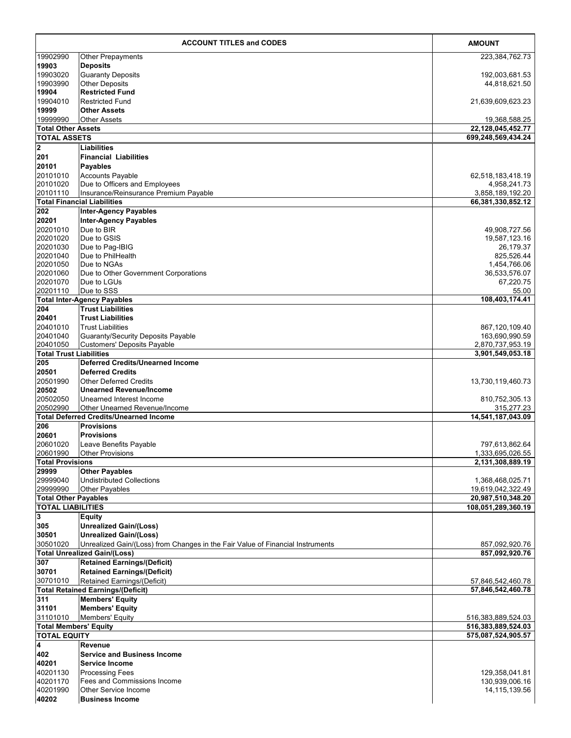| ACCOUNT TITLES and CODES | | AMOUNT |
|---|---|---|
| 19902990 | Other Prepayments | 223,384,762.73 |
| **19903** | **Deposits** | |
| 19903020 | Guaranty Deposits | 192,003,681.53 |
| 19903990 | Other Deposits | 44,818,621.50 |
| **19904** | **Restricted Fund** | |
| 19904010 | Restricted Fund | 21,639,609,623.23 |
| **19999** | **Other Assets** | |
| 19999990 | Other Assets | 19,368,588.25 |
| **Total Other Assets** | | **22,128,045,452.77** |
| **TOTAL ASSETS** | | **699,248,569,434.24** |
| **2** | **Liabilities** | |
| **201** | **Financial Liabilities** | |
| **20101** | **Payables** | |
| 20101010 | Accounts Payable | 62,518,183,418.19 |
| 20101020 | Due to Officers and Employees | 4,958,241.73 |
| 20101110 | Insurance/Reinsurance Premium Payable | 3,858,189,192.20 |
| **Total Financial Liabilities** | | **66,381,330,852.12** |
| **202** | **Inter-Agency Payables** | |
| **20201** | **Inter-Agency Payables** | |
| 20201010 | Due to BIR | 49,908,727.56 |
| 20201020 | Due to GSIS | 19,587,123.16 |
| 20201030 | Due to Pag-IBIG | 26,179.37 |
| 20201040 | Due to PhilHealth | 825,526.44 |
| 20201050 | Due to NGAs | 1,454,766.06 |
| 20201060 | Due to Other Government Corporations | 36,533,576.07 |
| 20201070 | Due to LGUs | 67,220.75 |
| 20201110 | Due to SSS | 55.00 |
| **Total Inter-Agency Payables** | | **108,403,174.41** |
| **204** | **Trust Liabilities** | |
| **20401** | **Trust Liabilities** | |
| 20401010 | Trust Liabilities | 867,120,109.40 |
| 20401040 | Guaranty/Security Deposits Payable | 163,690,990.59 |
| 20401050 | Customers' Deposits Payable | 2,870,737,953.19 |
| **Total Trust Liabilities** | | **3,901,549,053.18** |
| **205** | **Deferred Credits/Unearned Income** | |
| **20501** | **Deferred Credits** | |
| 20501990 | Other Deferred Credits | 13,730,119,460.73 |
| **20502** | **Unearned Revenue/Income** | |
| 20502050 | Unearned Interest Income | 810,752,305.13 |
| 20502990 | Other Unearned Revenue/Income | 315,277.23 |
| **Total Deferred Credits/Unearned Income** | | **14,541,187,043.09** |
| **206** | **Provisions** | |
| **20601** | **Provisions** | |
| 20601020 | Leave Benefits Payable | 797,613,862.64 |
| 20601990 | Other Provisions | 1,333,695,026.55 |
| **Total Provisions** | | **2,131,308,889.19** |
| **29999** | **Other Payables** | |
| 29999040 | Undistributed Collections | 1,368,468,025.71 |
| 29999990 | Other Payables | 19,619,042,322.49 |
| **Total Other Payables** | | **20,987,510,348.20** |
| **TOTAL LIABILITIES** | | **108,051,289,360.19** |
| **3** | **Equity** | |
| **305** | **Unrealized Gain/(Loss)** | |
| **30501** | **Unrealized Gain/(Loss)** | |
| 30501020 | Unrealized Gain/(Loss) from Changes in the Fair Value of Financial Instruments | 857,092,920.76 |
| **Total Unrealized Gain/(Loss)** | | **857,092,920.76** |
| **307** | **Retained Earnings/(Deficit)** | |
| **30701** | **Retained Earnings/(Deficit)** | |
| 30701010 | Retained Earnings/(Deficit) | 57,846,542,460.78 |
| **Total Retained Earnings/(Deficit)** | | **57,846,542,460.78** |
| **311** | **Members' Equity** | |
| **31101** | **Members' Equity** | |
| 31101010 | Members' Equity | 516,383,889,524.03 |
| **Total Members' Equity** | | **516,383,889,524.03** |
| **TOTAL EQUITY** | | **575,087,524,905.57** |
| **4** | **Revenue** | |
| **402** | **Service and Business Income** | |
| **40201** | **Service Income** | |
| 40201130 | Processing Fees | 129,358,041.81 |
| 40201170 | Fees and Commissions Income | 130,939,006.16 |
| 40201990 | Other Service Income | 14,115,139.56 |
| **40202** | **Business Income** | |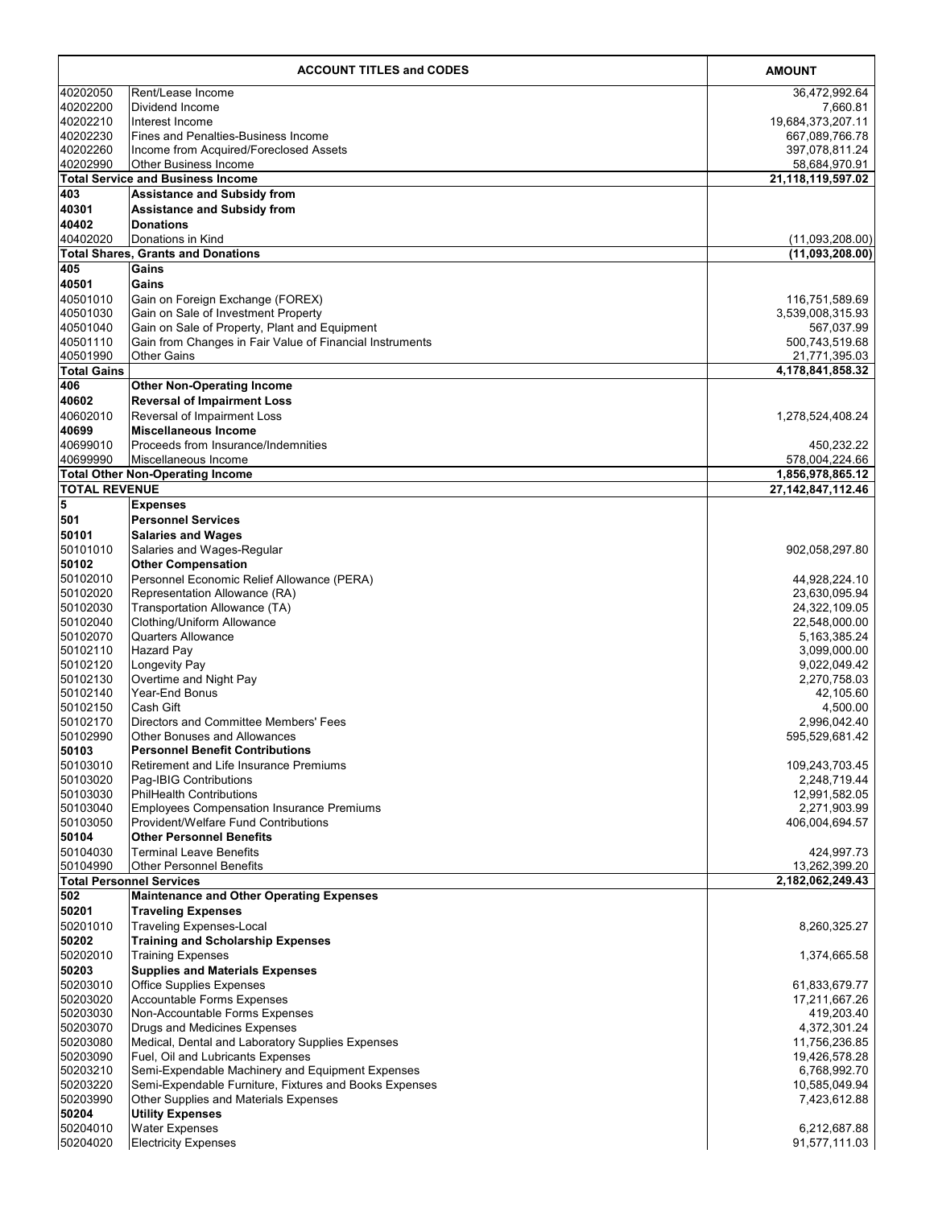| ACCOUNT TITLES and CODES | | AMOUNT |
|---|---|---|
| 40202050 | Rent/Lease Income | 36,472,992.64 |
| 40202200 | Dividend Income | 7,660.81 |
| 40202210 | Interest Income | 19,684,373,207.11 |
| 40202230 | Fines and Penalties-Business Income | 667,089,766.78 |
| 40202260 | Income from Acquired/Foreclosed Assets | 397,078,811.24 |
| 40202990 | Other Business Income | 58,684,970.91 |
| **Total Service and Business Income** | | **21,118,119,597.02** |
| **403** | **Assistance and Subsidy from** | |
| **40301** | **Assistance and Subsidy from** | |
| **40402** | **Donations** | |
| 40402020 | Donations in Kind | (11,093,208.00) |
| **Total Shares, Grants and Donations** | | **(11,093,208.00)** |
| **405** | **Gains** | |
| **40501** | **Gains** | |
| 40501010 | Gain on Foreign Exchange (FOREX) | 116,751,589.69 |
| 40501030 | Gain on Sale of Investment Property | 3,539,008,315.93 |
| 40501040 | Gain on Sale of Property, Plant and Equipment | 567,037.99 |
| 40501110 | Gain from Changes in Fair Value of Financial Instruments | 500,743,519.68 |
| 40501990 | Other Gains | 21,771,395.03 |
| **Total Gains** | | **4,178,841,858.32** |
| **406** | **Other Non-Operating Income** | |
| **40602** | **Reversal of Impairment Loss** | |
| 40602010 | Reversal of Impairment Loss | 1,278,524,408.24 |
| **40699** | **Miscellaneous Income** | |
| 40699010 | Proceeds from Insurance/Indemnities | 450,232.22 |
| 40699990 | Miscellaneous Income | 578,004,224.66 |
| **Total Other Non-Operating Income** | | **1,856,978,865.12** |
| **TOTAL REVENUE** | | **27,142,847,112.46** |
| **5** | **Expenses** | |
| **501** | **Personnel Services** | |
| **50101** | **Salaries and Wages** | |
| 50101010 | Salaries and Wages-Regular | 902,058,297.80 |
| **50102** | **Other Compensation** | |
| 50102010 | Personnel Economic Relief Allowance (PERA) | 44,928,224.10 |
| 50102020 | Representation Allowance (RA) | 23,630,095.94 |
| 50102030 | Transportation Allowance (TA) | 24,322,109.05 |
| 50102040 | Clothing/Uniform Allowance | 22,548,000.00 |
| 50102070 | Quarters Allowance | 5,163,385.24 |
| 50102110 | Hazard Pay | 3,099,000.00 |
| 50102120 | Longevity Pay | 9,022,049.42 |
| 50102130 | Overtime and Night Pay | 2,270,758.03 |
| 50102140 | Year-End Bonus | 42,105.60 |
| 50102150 | Cash Gift | 4,500.00 |
| 50102170 | Directors and Committee Members' Fees | 2,996,042.40 |
| 50102990 | Other Bonuses and Allowances | 595,529,681.42 |
| **50103** | **Personnel Benefit Contributions** | |
| 50103010 | Retirement and Life Insurance Premiums | 109,243,703.45 |
| 50103020 | Pag-IBIG Contributions | 2,248,719.44 |
| 50103030 | PhilHealth Contributions | 12,991,582.05 |
| 50103040 | Employees Compensation Insurance Premiums | 2,271,903.99 |
| 50103050 | Provident/Welfare Fund Contributions | 406,004,694.57 |
| **50104** | **Other Personnel Benefits** | |
| 50104030 | Terminal Leave Benefits | 424,997.73 |
| 50104990 | Other Personnel Benefits | 13,262,399.20 |
| **Total Personnel Services** | | **2,182,062,249.43** |
| **502** | **Maintenance and Other Operating Expenses** | |
| **50201** | **Traveling Expenses** | |
| 50201010 | Traveling Expenses-Local | 8,260,325.27 |
| **50202** | **Training and Scholarship Expenses** | |
| 50202010 | Training Expenses | 1,374,665.58 |
| **50203** | **Supplies and Materials Expenses** | |
| 50203010 | Office Supplies Expenses | 61,833,679.77 |
| 50203020 | Accountable Forms Expenses | 17,211,667.26 |
| 50203030 | Non-Accountable Forms Expenses | 419,203.40 |
| 50203070 | Drugs and Medicines Expenses | 4,372,301.24 |
| 50203080 | Medical, Dental and Laboratory Supplies Expenses | 11,756,236.85 |
| 50203090 | Fuel, Oil and Lubricants Expenses | 19,426,578.28 |
| 50203210 | Semi-Expendable Machinery and Equipment Expenses | 6,768,992.70 |
| 50203220 | Semi-Expendable Furniture, Fixtures and Books Expenses | 10,585,049.94 |
| 50203990 | Other Supplies and Materials Expenses | 7,423,612.88 |
| **50204** | **Utility Expenses** | |
| 50204010 | Water Expenses | 6,212,687.88 |
| 50204020 | Electricity Expenses | 91,577,111.03 |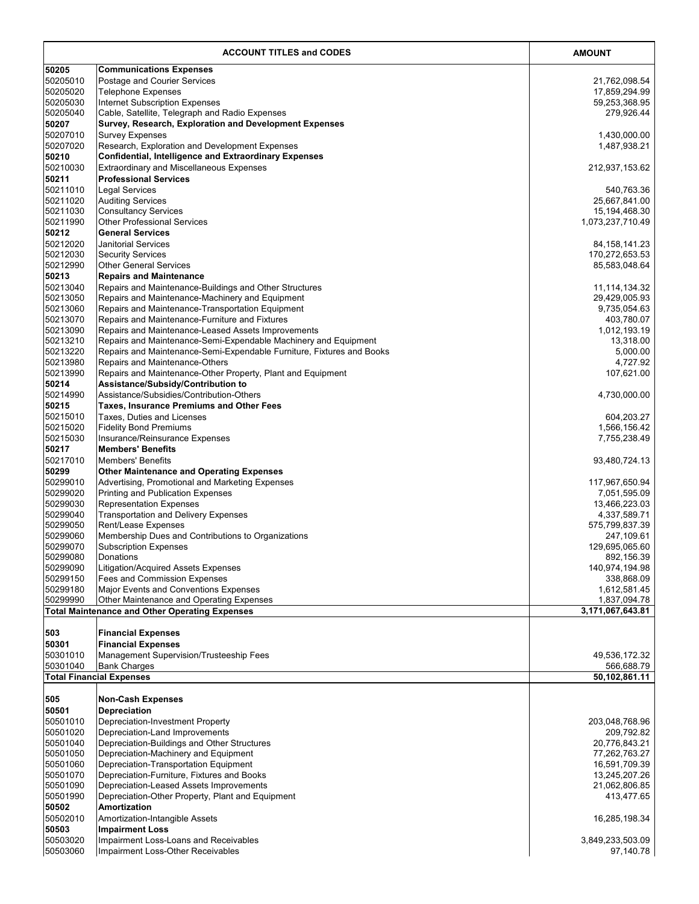| ACCOUNT TITLES and CODES | | AMOUNT |
|---|---|---|
| **50205** | **Communications Expenses** | |
| 50205010 | Postage and Courier Services | 21,762,098.54 |
| 50205020 | Telephone Expenses | 17,859,294.99 |
| 50205030 | Internet Subscription Expenses | 59,253,368.95 |
| 50205040 | Cable, Satellite, Telegraph and Radio Expenses | 279,926.44 |
| **50207** | **Survey, Research, Exploration and Development Expenses** | |
| 50207010 | Survey Expenses | 1,430,000.00 |
| 50207020 | Research, Exploration and Development Expenses | 1,487,938.21 |
| **50210** | **Confidential, Intelligence and Extraordinary Expenses** | |
| 50210030 | Extraordinary and Miscellaneous Expenses | 212,937,153.62 |
| **50211** | **Professional Services** | |
| 50211010 | Legal Services | 540,763.36 |
| 50211020 | Auditing Services | 25,667,841.00 |
| 50211030 | Consultancy Services | 15,194,468.30 |
| 50211990 | Other Professional Services | 1,073,237,710.49 |
| **50212** | **General Services** | |
| 50212020 | Janitorial Services | 84,158,141.23 |
| 50212030 | Security Services | 170,272,653.53 |
| 50212990 | Other General Services | 85,583,048.64 |
| **50213** | **Repairs and Maintenance** | |
| 50213040 | Repairs and Maintenance-Buildings and Other Structures | 11,114,134.32 |
| 50213050 | Repairs and Maintenance-Machinery and Equipment | 29,429,005.93 |
| 50213060 | Repairs and Maintenance-Transportation Equipment | 9,735,054.63 |
| 50213070 | Repairs and Maintenance-Furniture and Fixtures | 403,780.07 |
| 50213090 | Repairs and Maintenance-Leased Assets Improvements | 1,012,193.19 |
| 50213210 | Repairs and Maintenance-Semi-Expendable Machinery and Equipment | 13,318.00 |
| 50213220 | Repairs and Maintenance-Semi-Expendable Furniture, Fixtures and Books | 5,000.00 |
| 50213980 | Repairs and Maintenance-Others | 4,727.92 |
| 50213990 | Repairs and Maintenance-Other Property, Plant and Equipment | 107,621.00 |
| **50214** | **Assistance/Subsidy/Contribution to** | |
| 50214990 | Assistance/Subsidies/Contribution-Others | 4,730,000.00 |
| **50215** | **Taxes, Insurance Premiums and Other Fees** | |
| 50215010 | Taxes, Duties and Licenses | 604,203.27 |
| 50215020 | Fidelity Bond Premiums | 1,566,156.42 |
| 50215030 | Insurance/Reinsurance Expenses | 7,755,238.49 |
| **50217** | **Members' Benefits** | |
| 50217010 | Members' Benefits | 93,480,724.13 |
| **50299** | **Other Maintenance and Operating Expenses** | |
| 50299010 | Advertising, Promotional and Marketing Expenses | 117,967,650.94 |
| 50299020 | Printing and Publication Expenses | 7,051,595.09 |
| 50299030 | Representation Expenses | 13,466,223.03 |
| 50299040 | Transportation and Delivery Expenses | 4,337,589.71 |
| 50299050 | Rent/Lease Expenses | 575,799,837.39 |
| 50299060 | Membership Dues and Contributions to Organizations | 247,109.61 |
| 50299070 | Subscription Expenses | 129,695,065.60 |
| 50299080 | Donations | 892,156.39 |
| 50299090 | Litigation/Acquired Assets Expenses | 140,974,194.98 |
| 50299150 | Fees and Commission Expenses | 338,868.09 |
| 50299180 | Major Events and Conventions Expenses | 1,612,581.45 |
| 50299990 | Other Maintenance and Operating Expenses | 1,837,094.78 |
| **Total Maintenance and Other Operating Expenses** | | **3,171,067,643.81** |
| | | |
| **503** | **Financial Expenses** | |
| **50301** | **Financial Expenses** | |
| 50301010 | Management Supervision/Trusteeship Fees | 49,536,172.32 |
| 50301040 | Bank Charges | 566,688.79 |
| **Total Financial Expenses** | | **50,102,861.11** |
| | | |
| **505** | **Non-Cash Expenses** | |
| **50501** | **Depreciation** | |
| 50501010 | Depreciation-Investment Property | 203,048,768.96 |
| 50501020 | Depreciation-Land Improvements | 209,792.82 |
| 50501040 | Depreciation-Buildings and Other Structures | 20,776,843.21 |
| 50501050 | Depreciation-Machinery and Equipment | 77,262,763.27 |
| 50501060 | Depreciation-Transportation Equipment | 16,591,709.39 |
| 50501070 | Depreciation-Furniture, Fixtures and Books | 13,245,207.26 |
| 50501090 | Depreciation-Leased Assets Improvements | 21,062,806.85 |
| 50501990 | Depreciation-Other Property, Plant and Equipment | 413,477.65 |
| **50502** | **Amortization** | |
| 50502010 | Amortization-Intangible Assets | 16,285,198.34 |
| **50503** | **Impairment Loss** | |
| 50503020 | Impairment Loss-Loans and Receivables | 3,849,233,503.09 |
| 50503060 | Impairment Loss-Other Receivables | 97,140.78 |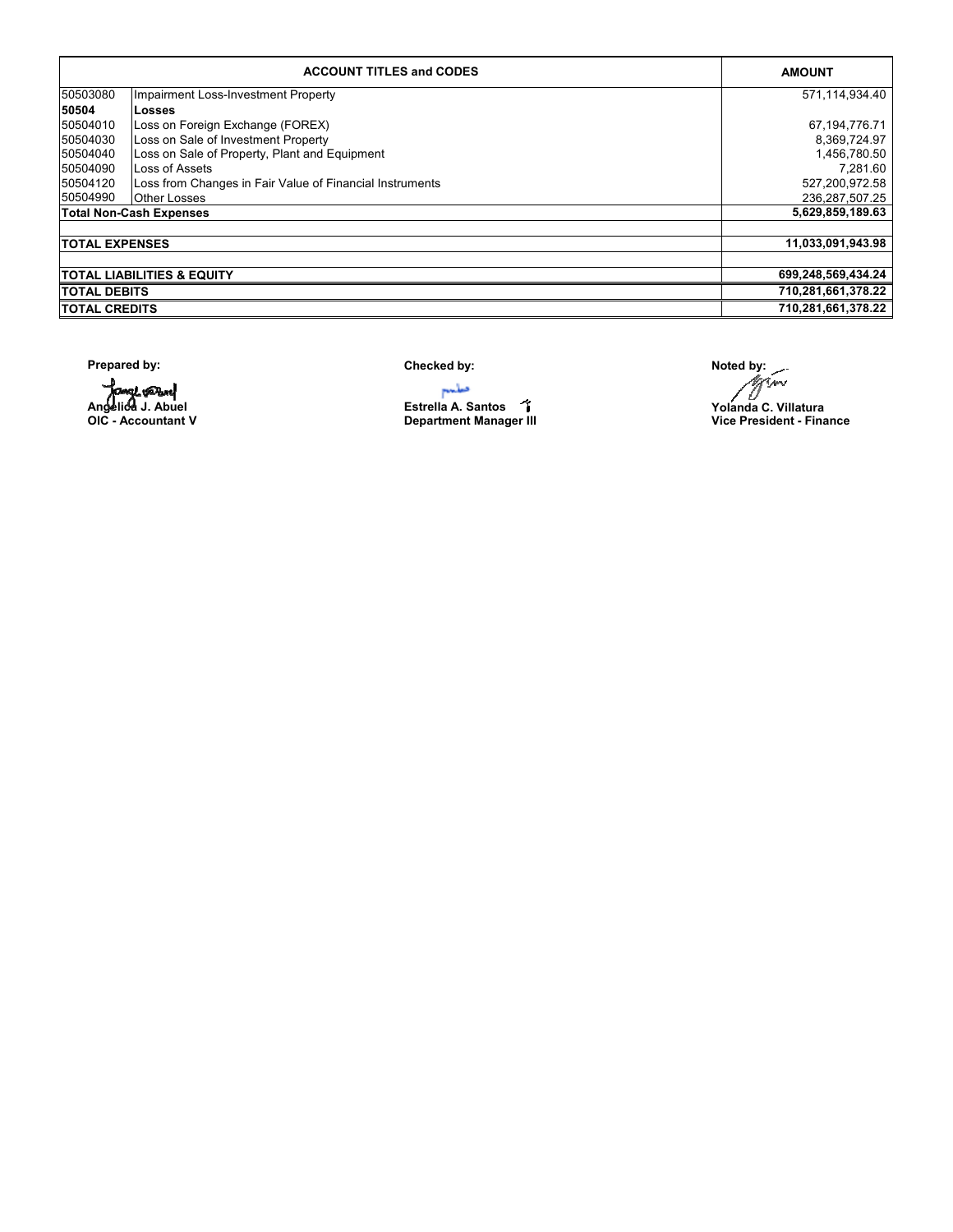| ACCOUNT TITLES and CODES | | AMOUNT |
|---|---|---|
| 50503080 | Impairment Loss-Investment Property | 571,114,934.40 |
| **50504** | **Losses** | |
| 50504010 | Loss on Foreign Exchange (FOREX) | 67,194,776.71 |
| 50504030 | Loss on Sale of Investment Property | 8,369,724.97 |
| 50504040 | Loss on Sale of Property, Plant and Equipment | 1,456,780.50 |
| 50504090 | Loss of Assets | 7,281.60 |
| 50504120 | Loss from Changes in Fair Value of Financial Instruments | 527,200,972.58 |
| 50504990 | Other Losses | 236,287,507.25 |
| **Total Non-Cash Expenses** | | **5,629,859,189.63** |
| | | |
| **TOTAL EXPENSES** | | **11,033,091,943.98** |
| | | |
| **TOTAL LIABILITIES & EQUITY** | | **699,248,569,434.24** |
| **TOTAL DEBITS** | | **710,281,661,378.22** |
| **TOTAL CREDITS** | | **710,281,661,378.22** |

**Prepared by:**
**Angelica J. Abuel**
**OIC - Accountant V**

**Checked by:**
**Estrella A. Santos**
**Department Manager III**

**Noted by:**
**Yolanda C. Villatura**
**Vice President - Finance**